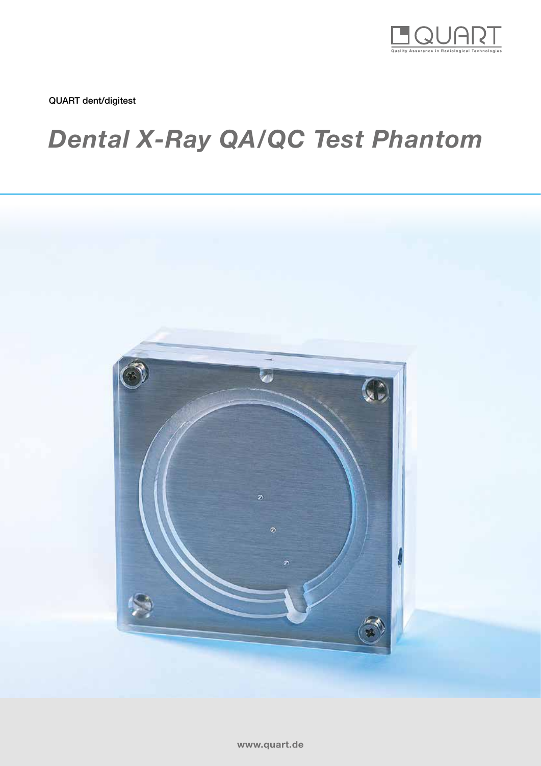QUART dent/digitest

# *Dental X-Ray QA/QC Test Phantom*

www.quart.de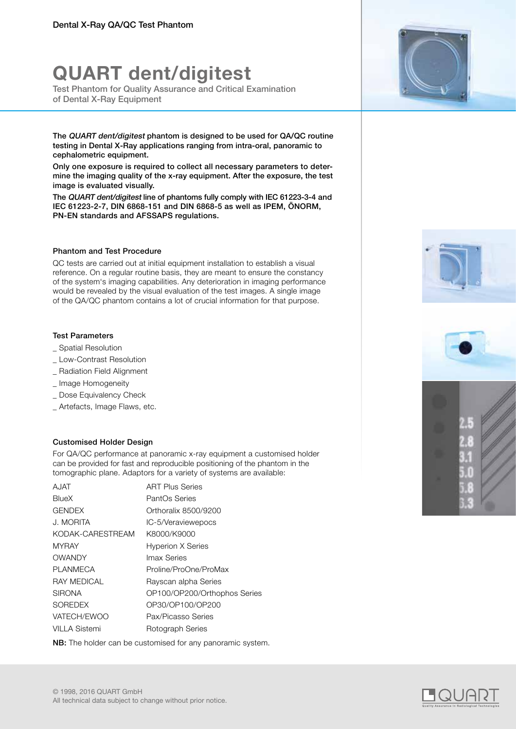Dental X-Ray QA/QC Test Phantom

# QUART dent/digitest

Test Phantom for Quality Assurance and Critical Examination of Dental X-Ray Equipment

**The *QUART dent/digitest* phantom is designed to be used for QA/QC routine testing in Dental X-Ray applications ranging from intra-oral, panoramic to cephalometric equipment.**

**Only one exposure is required to collect all necessary parameters to determine the imaging quality of the x-ray equipment. After the exposure, the test image is evaluated visually.**

**The *QUART dent/digitest* line of phantoms fully comply with IEC 61223-3-4 and IEC 61223-2-7, DIN 6868-151 and DIN 6868-5 as well as IPEM, ÖNORM, PN-EN standards and AFSSAPS regulations.**

### Phantom and Test Procedure

QC tests are carried out at initial equipment installation to establish a visual reference. On a regular routine basis, they are meant to ensure the constancy of the system's imaging capabilities. Any deterioration in imaging performance would be revealed by the visual evaluation of the test images. A single image of the QA/QC phantom contains a lot of crucial information for that purpose.

### Test Parameters

_ Spatial Resolution
_ Low-Contrast Resolution
_ Radiation Field Alignment
_ Image Homogeneity
_ Dose Equivalency Check
_ Artefacts, Image Flaws, etc.

### Customised Holder Design

For QA/QC performance at panoramic x-ray equipment a customised holder can be provided for fast and reproducible positioning of the phantom in the tomographic plane. Adaptors for a variety of systems are available:

| | |
|---|---|
| AJAT | ART Plus Series |
| BlueX | PantOs Series |
| GENDEX | Orthoralix 8500/9200 |
| J. MORITA | IC-5/Veraviewepocs |
| KODAK-CARESTREAM | K8000/K9000 |
| MYRAY | Hyperion X Series |
| OWANDY | Imax Series |
| PLANMECA | Proline/ProOne/ProMax |
| RAY MEDICAL | Rayscan alpha Series |
| SIRONA | OP100/OP200/Orthophos Series |
| SOREDEX | OP30/OP100/OP200 |
| VATECH/EWOO | Pax/Picasso Series |
| VILLA Sistemi | Rotograph Series |

**NB:** The holder can be customised for any panoramic system.

© 1998, 2016 QUART GmbH
All technical data subject to change without prior notice.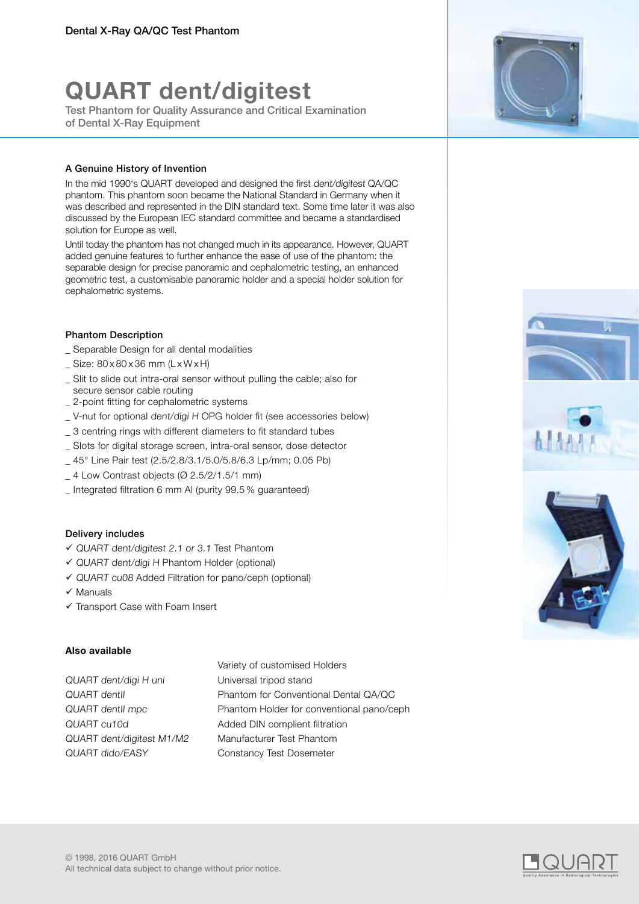Dental X-Ray QA/QC Test Phantom

# QUART dent/digitest

Test Phantom for Quality Assurance and Critical Examination of Dental X-Ray Equipment

### A Genuine History of Invention

In the mid 1990's QUART developed and designed the first *dent/digitest* QA/QC phantom. This phantom soon became the National Standard in Germany when it was described and represented in the DIN standard text. Some time later it was also discussed by the European IEC standard committee and became a standardised solution for Europe as well.

Until today the phantom has not changed much in its appearance. However, QUART added genuine features to further enhance the ease of use of the phantom: the separable design for precise panoramic and cephalometric testing, an enhanced geometric test, a customisable panoramic holder and a special holder solution for cephalometric systems.

### Phantom Description

_ Separable Design for all dental modalities
_ Size: 80 x 80 x 36 mm (L x W x H)
_ Slit to slide out intra-oral sensor without pulling the cable; also for secure sensor cable routing
_ 2-point fitting for cephalometric systems
_ V-nut for optional *dent/digi H* OPG holder fit (see accessories below)
_ 3 centring rings with different diameters to fit standard tubes
_ Slots for digital storage screen, intra-oral sensor, dose detector
_ 45° Line Pair test (2.5/2.8/3.1/5.0/5.8/6.3 Lp/mm; 0.05 Pb)
_ 4 Low Contrast objects (Ø 2.5/2/1.5/1 mm)
_ Integrated filtration 6 mm Al (purity 99.5 % guaranteed)

### Delivery includes

✓ *QUART dent/digitest 2.1 or 3.1* Test Phantom
✓ *QUART dent/digi H* Phantom Holder (optional)
✓ *QUART cu08* Added Filtration for pano/ceph (optional)
✓ Manuals
✓ Transport Case with Foam Insert

### Also available

| | |
|---|---|
| | Variety of customised Holders |
| *QUART dent/digi H uni* | Universal tripod stand |
| *QUART dentII* | Phantom for Conventional Dental QA/QC |
| *QUART dentII mpc* | Phantom Holder for conventional pano/ceph |
| *QUART cu10d* | Added DIN complient filtration |
| *QUART dent/digitest M1/M2* | Manufacturer Test Phantom |
| *QUART dido/EASY* | Constancy Test Dosemeter |

© 1998, 2016 QUART GmbH
All technical data subject to change without prior notice.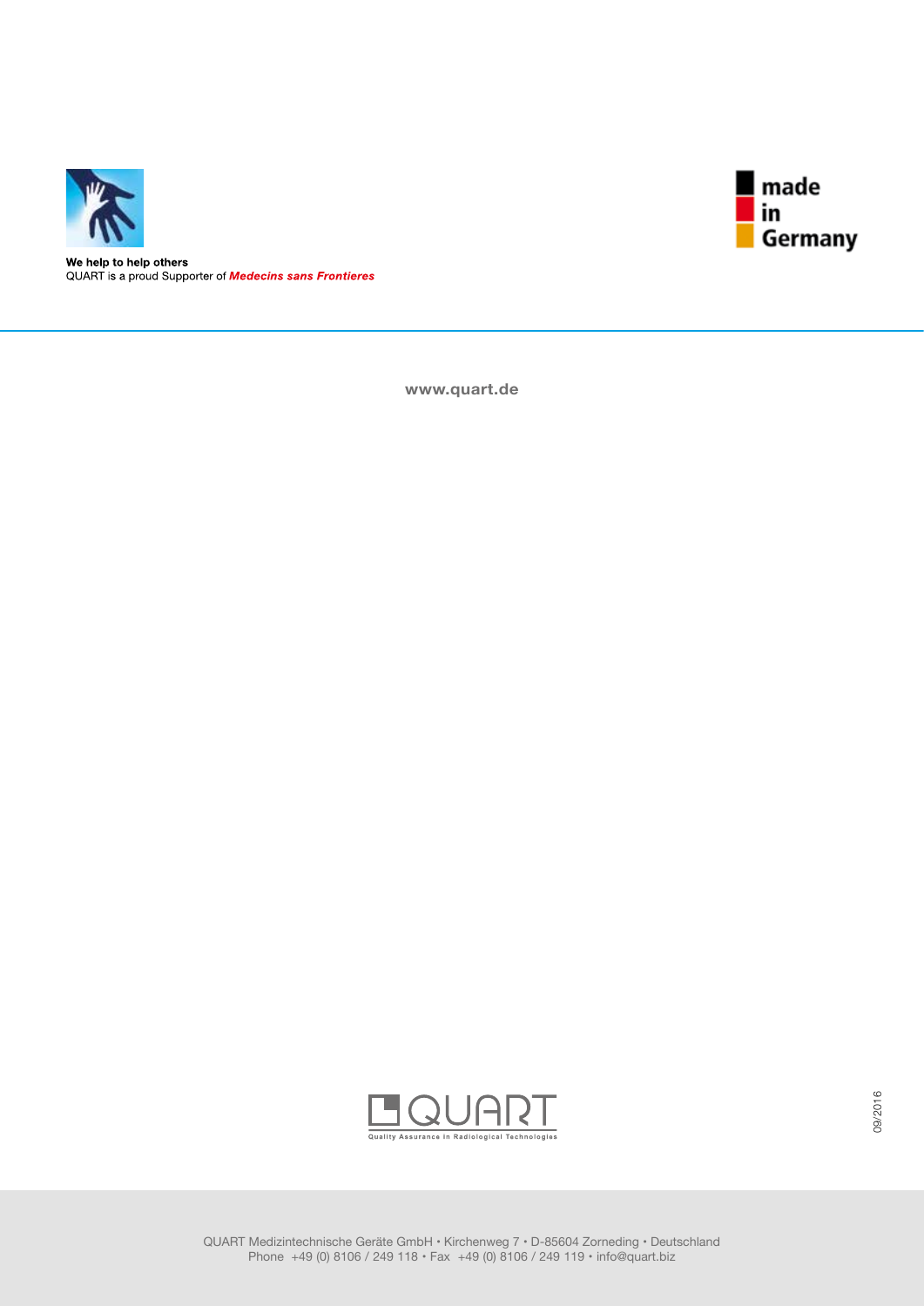**We help to help others**
QUART is a proud Supporter of ***Medecins sans Frontieres***

made
in
Germany

**www.quart.de**

QUART
Quality Assurance in Radiological Technologies

09/2016

QUART Medizintechnische Geräte GmbH • Kirchenweg 7 • D-85604 Zorneding • Deutschland
Phone +49 (0) 8106 / 249 118 • Fax +49 (0) 8106 / 249 119 • info@quart.biz